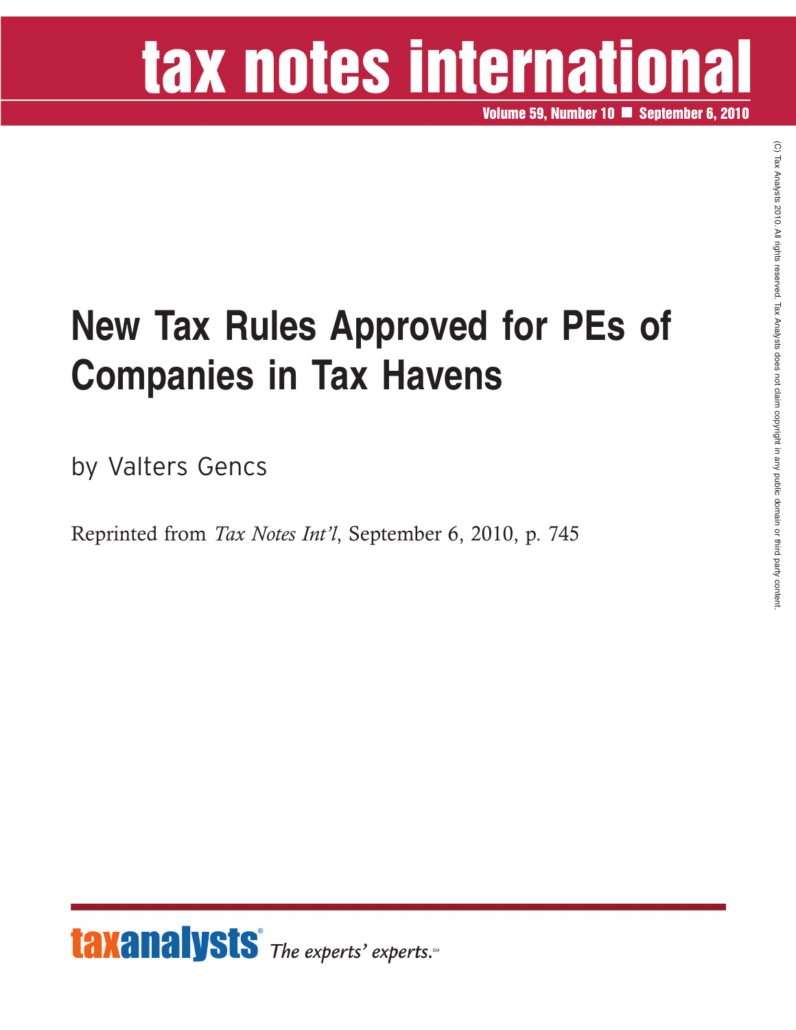# New Tax Rules Approved for PEs of Companies in Tax Havens

by Valters Gencs

Reprinted from *Tax Notes Int'l*, September 6, 2010, p. 745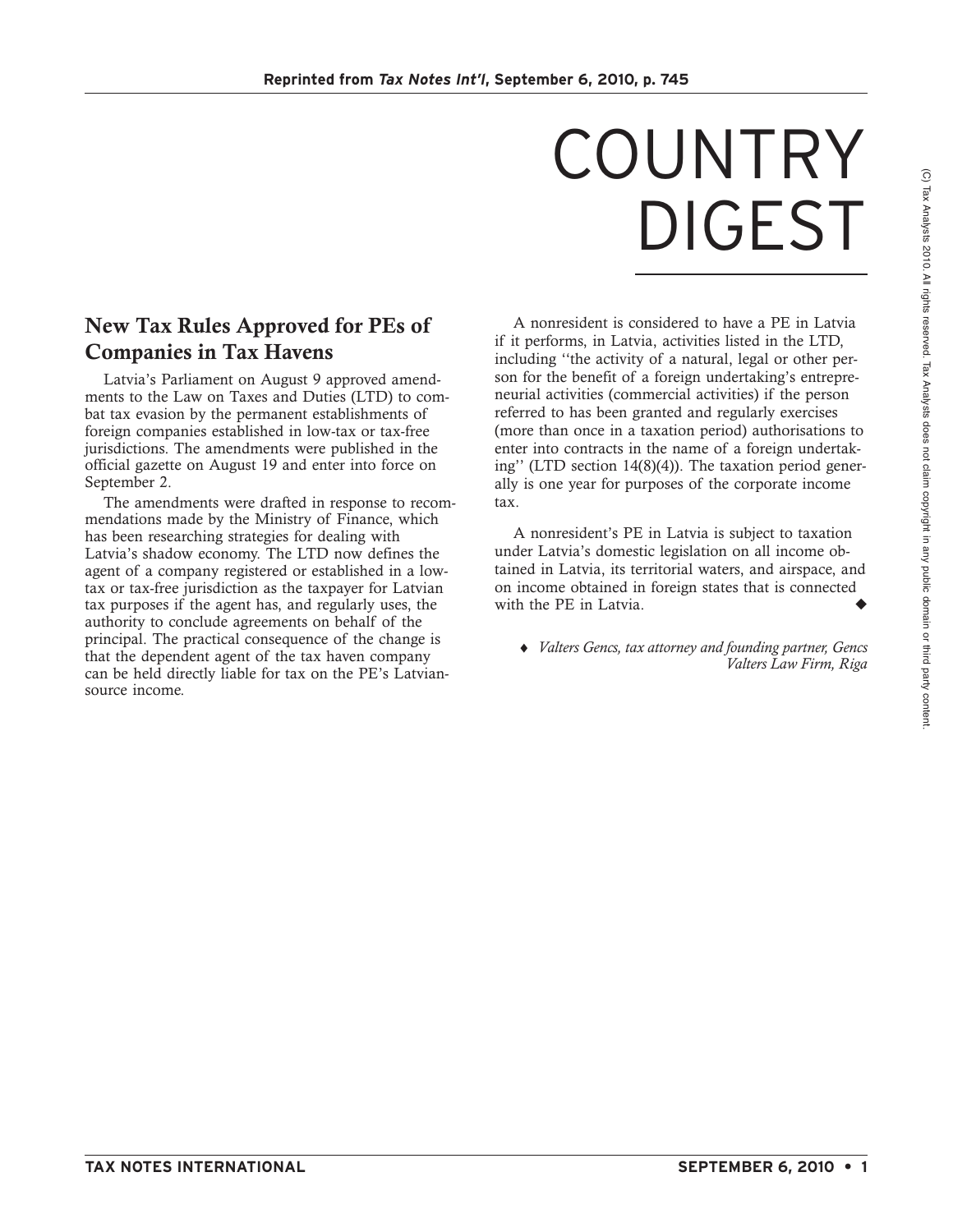# COUNTRY DIGEST

## New Tax Rules Approved for PEs of Companies in Tax Havens

Latvia's Parliament on August 9 approved amendments to the Law on Taxes and Duties (LTD) to combat tax evasion by the permanent establishments of foreign companies established in low-tax or tax-free jurisdictions. The amendments were published in the official gazette on August 19 and enter into force on September 2.

The amendments were drafted in response to recommendations made by the Ministry of Finance, which has been researching strategies for dealing with Latvia's shadow economy. The LTD now defines the agent of a company registered or established in a low-tax or tax-free jurisdiction as the taxpayer for Latvian tax purposes if the agent has, and regularly uses, the authority to conclude agreements on behalf of the principal. The practical consequence of the change is that the dependent agent of the tax haven company can be held directly liable for tax on the PE's Latvian-source income.

A nonresident is considered to have a PE in Latvia if it performs, in Latvia, activities listed in the LTD, including ''the activity of a natural, legal or other person for the benefit of a foreign undertaking's entrepreneurial activities (commercial activities) if the person referred to has been granted and regularly exercises (more than once in a taxation period) authorisations to enter into contracts in the name of a foreign undertaking'' (LTD section 14(8)(4)). The taxation period generally is one year for purposes of the corporate income tax.

A nonresident's PE in Latvia is subject to taxation under Latvia's domestic legislation on all income obtained in Latvia, its territorial waters, and airspace, and on income obtained in foreign states that is connected with the PE in Latvia. ◆

♦ *Valters Gencs, tax attorney and founding partner, Gencs Valters Law Firm, Riga*